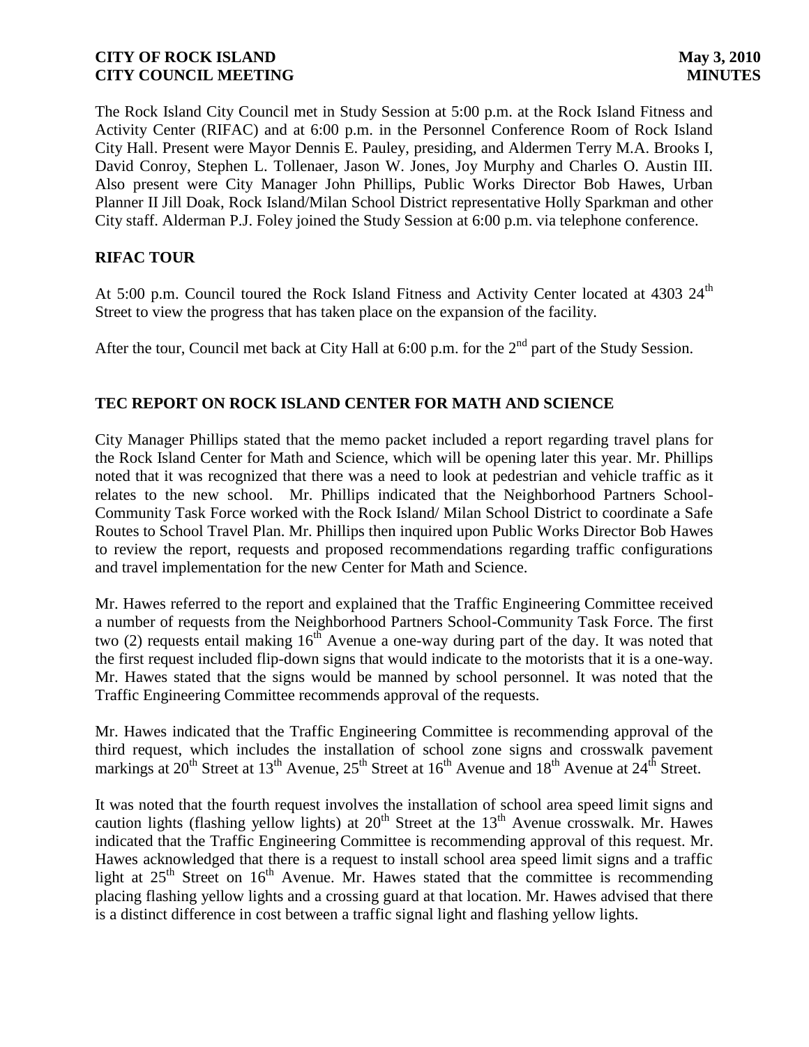The Rock Island City Council met in Study Session at 5:00 p.m. at the Rock Island Fitness and Activity Center (RIFAC) and at 6:00 p.m. in the Personnel Conference Room of Rock Island City Hall. Present were Mayor Dennis E. Pauley, presiding, and Aldermen Terry M.A. Brooks I, David Conroy, Stephen L. Tollenaer, Jason W. Jones, Joy Murphy and Charles O. Austin III. Also present were City Manager John Phillips, Public Works Director Bob Hawes, Urban Planner II Jill Doak, Rock Island/Milan School District representative Holly Sparkman and other City staff. Alderman P.J. Foley joined the Study Session at 6:00 p.m. via telephone conference.

## RIFAC TOUR

At 5:00 p.m. Council toured the Rock Island Fitness and Activity Center located at 4303 24th Street to view the progress that has taken place on the expansion of the facility.

After the tour, Council met back at City Hall at 6:00 p.m. for the 2nd part of the Study Session.

## TEC REPORT ON ROCK ISLAND CENTER FOR MATH AND SCIENCE

City Manager Phillips stated that the memo packet included a report regarding travel plans for the Rock Island Center for Math and Science, which will be opening later this year. Mr. Phillips noted that it was recognized that there was a need to look at pedestrian and vehicle traffic as it relates to the new school. Mr. Phillips indicated that the Neighborhood Partners School-Community Task Force worked with the Rock Island/ Milan School District to coordinate a Safe Routes to School Travel Plan. Mr. Phillips then inquired upon Public Works Director Bob Hawes to review the report, requests and proposed recommendations regarding traffic configurations and travel implementation for the new Center for Math and Science.

Mr. Hawes referred to the report and explained that the Traffic Engineering Committee received a number of requests from the Neighborhood Partners School-Community Task Force. The first two (2) requests entail making 16th Avenue a one-way during part of the day. It was noted that the first request included flip-down signs that would indicate to the motorists that it is a one-way. Mr. Hawes stated that the signs would be manned by school personnel. It was noted that the Traffic Engineering Committee recommends approval of the requests.

Mr. Hawes indicated that the Traffic Engineering Committee is recommending approval of the third request, which includes the installation of school zone signs and crosswalk pavement markings at 20th Street at 13th Avenue, 25th Street at 16th Avenue and 18th Avenue at 24th Street.

It was noted that the fourth request involves the installation of school area speed limit signs and caution lights (flashing yellow lights) at 20th Street at the 13th Avenue crosswalk. Mr. Hawes indicated that the Traffic Engineering Committee is recommending approval of this request. Mr. Hawes acknowledged that there is a request to install school area speed limit signs and a traffic light at 25th Street on 16th Avenue. Mr. Hawes stated that the committee is recommending placing flashing yellow lights and a crossing guard at that location. Mr. Hawes advised that there is a distinct difference in cost between a traffic signal light and flashing yellow lights.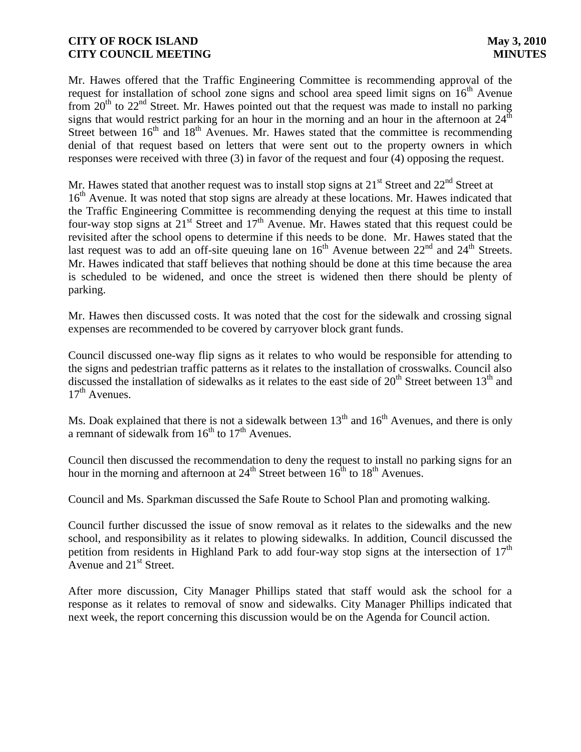Mr. Hawes offered that the Traffic Engineering Committee is recommending approval of the request for installation of school zone signs and school area speed limit signs on 16th Avenue from 20th to 22nd Street. Mr. Hawes pointed out that the request was made to install no parking signs that would restrict parking for an hour in the morning and an hour in the afternoon at 24th Street between 16th and 18th Avenues. Mr. Hawes stated that the committee is recommending denial of that request based on letters that were sent out to the property owners in which responses were received with three (3) in favor of the request and four (4) opposing the request.

Mr. Hawes stated that another request was to install stop signs at 21st Street and 22nd Street at 16th Avenue. It was noted that stop signs are already at these locations. Mr. Hawes indicated that the Traffic Engineering Committee is recommending denying the request at this time to install four-way stop signs at 21st Street and 17th Avenue. Mr. Hawes stated that this request could be revisited after the school opens to determine if this needs to be done. Mr. Hawes stated that the last request was to add an off-site queuing lane on 16th Avenue between 22nd and 24th Streets. Mr. Hawes indicated that staff believes that nothing should be done at this time because the area is scheduled to be widened, and once the street is widened then there should be plenty of parking.

Mr. Hawes then discussed costs. It was noted that the cost for the sidewalk and crossing signal expenses are recommended to be covered by carryover block grant funds.

Council discussed one-way flip signs as it relates to who would be responsible for attending to the signs and pedestrian traffic patterns as it relates to the installation of crosswalks. Council also discussed the installation of sidewalks as it relates to the east side of 20th Street between 13th and 17th Avenues.

Ms. Doak explained that there is not a sidewalk between 13th and 16th Avenues, and there is only a remnant of sidewalk from 16th to 17th Avenues.

Council then discussed the recommendation to deny the request to install no parking signs for an hour in the morning and afternoon at 24th Street between 16th to 18th Avenues.

Council and Ms. Sparkman discussed the Safe Route to School Plan and promoting walking.

Council further discussed the issue of snow removal as it relates to the sidewalks and the new school, and responsibility as it relates to plowing sidewalks. In addition, Council discussed the petition from residents in Highland Park to add four-way stop signs at the intersection of 17th Avenue and 21st Street.

After more discussion, City Manager Phillips stated that staff would ask the school for a response as it relates to removal of snow and sidewalks. City Manager Phillips indicated that next week, the report concerning this discussion would be on the Agenda for Council action.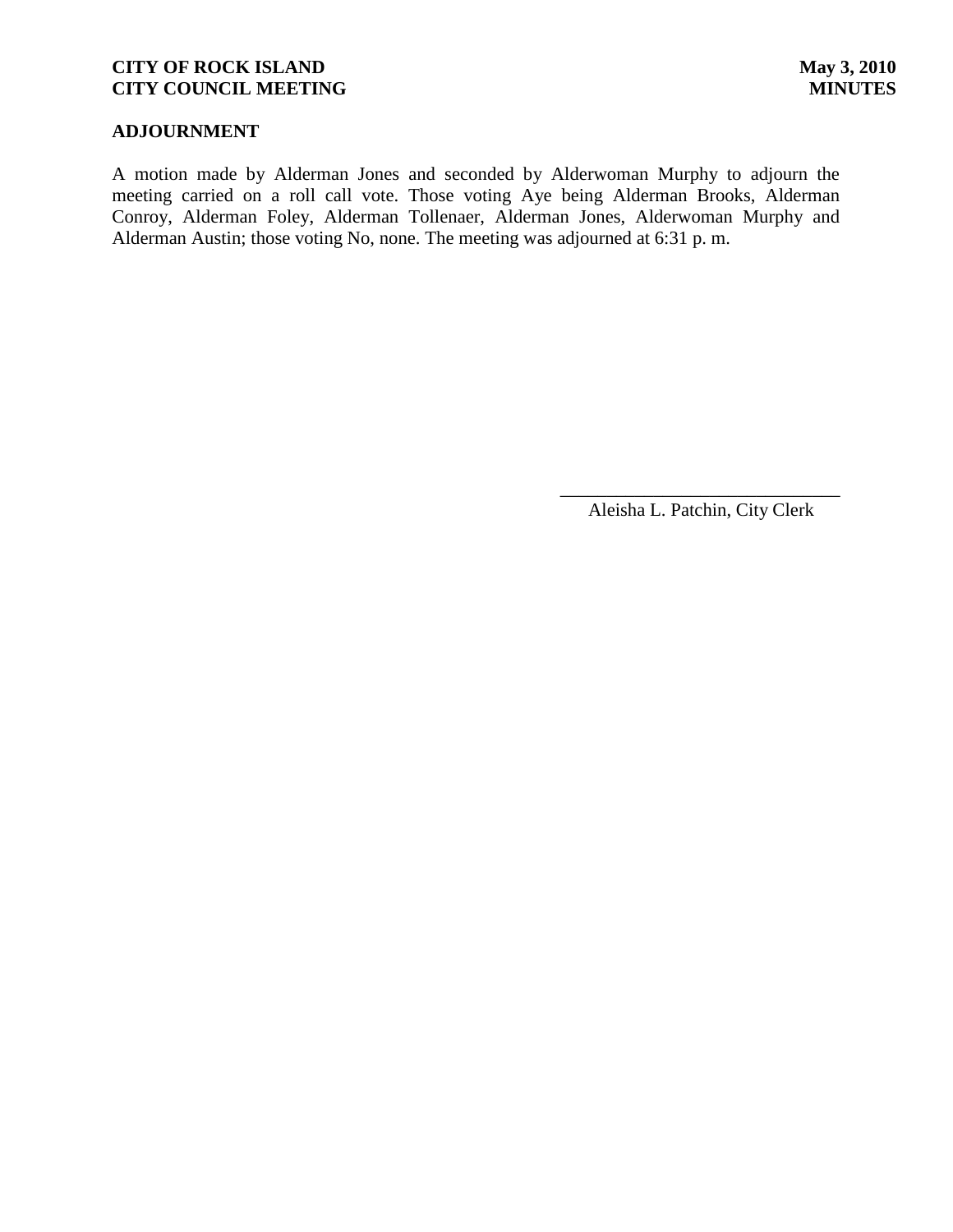## ADJOURNMENT

A motion made by Alderman Jones and seconded by Alderwoman Murphy to adjourn the meeting carried on a roll call vote. Those voting Aye being Alderman Brooks, Alderman Conroy, Alderman Foley, Alderman Tollenaer, Alderman Jones, Alderwoman Murphy and Alderman Austin; those voting No, none. The meeting was adjourned at 6:31 p. m.

\_\_\_\_\_\_\_\_\_\_\_\_\_\_\_\_\_\_\_\_\_\_\_\_\_\_\_\_\_\_

Aleisha L. Patchin, City Clerk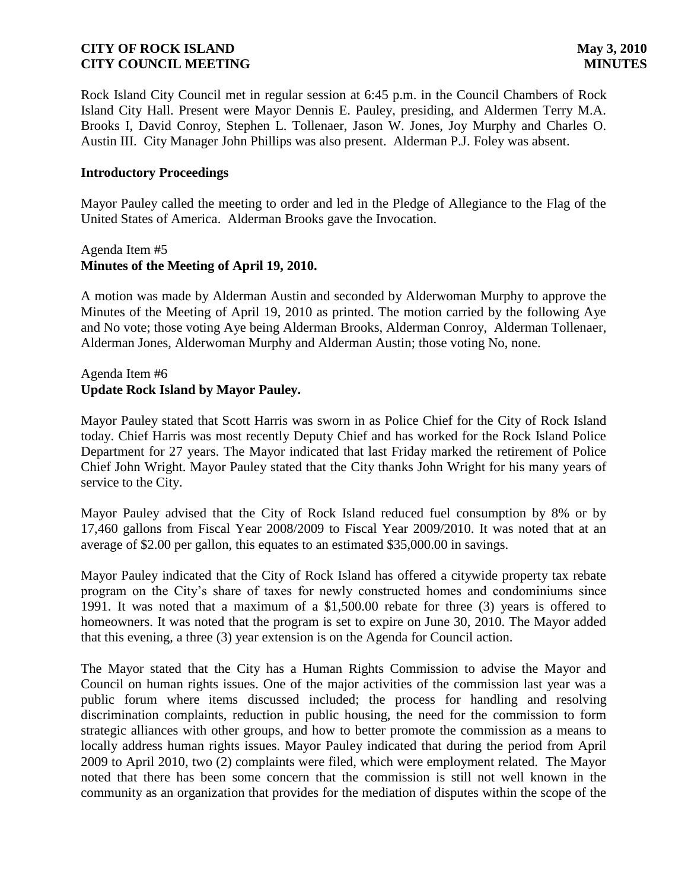Rock Island City Council met in regular session at 6:45 p.m. in the Council Chambers of Rock Island City Hall. Present were Mayor Dennis E. Pauley, presiding, and Aldermen Terry M.A. Brooks I, David Conroy, Stephen L. Tollenaer, Jason W. Jones, Joy Murphy and Charles O. Austin III. City Manager John Phillips was also present. Alderman P.J. Foley was absent.

### Introductory Proceedings

Mayor Pauley called the meeting to order and led in the Pledge of Allegiance to the Flag of the United States of America. Alderman Brooks gave the Invocation.

Agenda Item #5
**Minutes of the Meeting of April 19, 2010.**

A motion was made by Alderman Austin and seconded by Alderwoman Murphy to approve the Minutes of the Meeting of April 19, 2010 as printed. The motion carried by the following Aye and No vote; those voting Aye being Alderman Brooks, Alderman Conroy, Alderman Tollenaer, Alderman Jones, Alderwoman Murphy and Alderman Austin; those voting No, none.

Agenda Item #6
**Update Rock Island by Mayor Pauley.**

Mayor Pauley stated that Scott Harris was sworn in as Police Chief for the City of Rock Island today. Chief Harris was most recently Deputy Chief and has worked for the Rock Island Police Department for 27 years. The Mayor indicated that last Friday marked the retirement of Police Chief John Wright. Mayor Pauley stated that the City thanks John Wright for his many years of service to the City.

Mayor Pauley advised that the City of Rock Island reduced fuel consumption by 8% or by 17,460 gallons from Fiscal Year 2008/2009 to Fiscal Year 2009/2010. It was noted that at an average of $2.00 per gallon, this equates to an estimated $35,000.00 in savings.

Mayor Pauley indicated that the City of Rock Island has offered a citywide property tax rebate program on the City's share of taxes for newly constructed homes and condominiums since 1991. It was noted that a maximum of a $1,500.00 rebate for three (3) years is offered to homeowners. It was noted that the program is set to expire on June 30, 2010. The Mayor added that this evening, a three (3) year extension is on the Agenda for Council action.

The Mayor stated that the City has a Human Rights Commission to advise the Mayor and Council on human rights issues. One of the major activities of the commission last year was a public forum where items discussed included; the process for handling and resolving discrimination complaints, reduction in public housing, the need for the commission to form strategic alliances with other groups, and how to better promote the commission as a means to locally address human rights issues. Mayor Pauley indicated that during the period from April 2009 to April 2010, two (2) complaints were filed, which were employment related. The Mayor noted that there has been some concern that the commission is still not well known in the community as an organization that provides for the mediation of disputes within the scope of the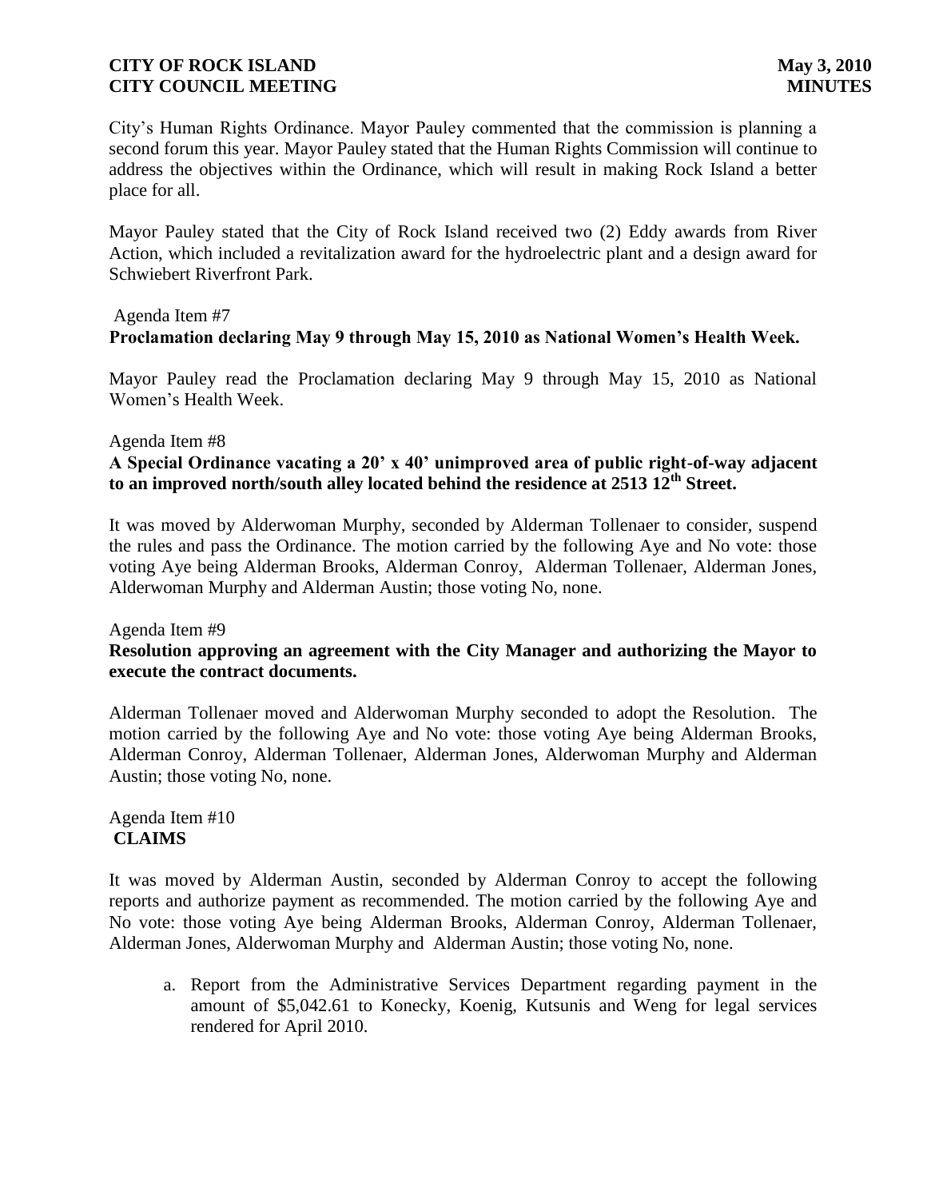City's Human Rights Ordinance. Mayor Pauley commented that the commission is planning a second forum this year. Mayor Pauley stated that the Human Rights Commission will continue to address the objectives within the Ordinance, which will result in making Rock Island a better place for all.

Mayor Pauley stated that the City of Rock Island received two (2) Eddy awards from River Action, which included a revitalization award for the hydroelectric plant and a design award for Schwiebert Riverfront Park.

Agenda Item #7
**Proclamation declaring May 9 through May 15, 2010 as National Women's Health Week.**

Mayor Pauley read the Proclamation declaring May 9 through May 15, 2010 as National Women's Health Week.

Agenda Item #8
**A Special Ordinance vacating a 20' x 40' unimproved area of public right-of-way adjacent to an improved north/south alley located behind the residence at 2513 12th Street.**

It was moved by Alderwoman Murphy, seconded by Alderman Tollenaer to consider, suspend the rules and pass the Ordinance. The motion carried by the following Aye and No vote: those voting Aye being Alderman Brooks, Alderman Conroy, Alderman Tollenaer, Alderman Jones, Alderwoman Murphy and Alderman Austin; those voting No, none.

Agenda Item #9
**Resolution approving an agreement with the City Manager and authorizing the Mayor to execute the contract documents.**

Alderman Tollenaer moved and Alderwoman Murphy seconded to adopt the Resolution. The motion carried by the following Aye and No vote: those voting Aye being Alderman Brooks, Alderman Conroy, Alderman Tollenaer, Alderman Jones, Alderwoman Murphy and Alderman Austin; those voting No, none.

Agenda Item #10
**CLAIMS**

It was moved by Alderman Austin, seconded by Alderman Conroy to accept the following reports and authorize payment as recommended. The motion carried by the following Aye and No vote: those voting Aye being Alderman Brooks, Alderman Conroy, Alderman Tollenaer, Alderman Jones, Alderwoman Murphy and Alderman Austin; those voting No, none.

a. Report from the Administrative Services Department regarding payment in the amount of $5,042.61 to Konecky, Koenig, Kutsunis and Weng for legal services rendered for April 2010.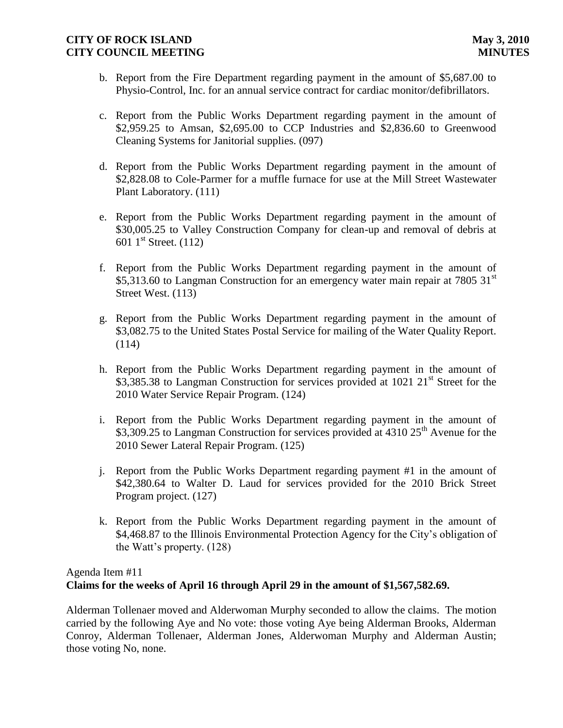b. Report from the Fire Department regarding payment in the amount of $5,687.00 to Physio-Control, Inc. for an annual service contract for cardiac monitor/defibrillators.

c. Report from the Public Works Department regarding payment in the amount of $2,959.25 to Amsan, $2,695.00 to CCP Industries and $2,836.60 to Greenwood Cleaning Systems for Janitorial supplies. (097)

d. Report from the Public Works Department regarding payment in the amount of $2,828.08 to Cole-Parmer for a muffle furnace for use at the Mill Street Wastewater Plant Laboratory. (111)

e. Report from the Public Works Department regarding payment in the amount of $30,005.25 to Valley Construction Company for clean-up and removal of debris at 601 1st Street. (112)

f. Report from the Public Works Department regarding payment in the amount of $5,313.60 to Langman Construction for an emergency water main repair at 7805 31st Street West. (113)

g. Report from the Public Works Department regarding payment in the amount of $3,082.75 to the United States Postal Service for mailing of the Water Quality Report. (114)

h. Report from the Public Works Department regarding payment in the amount of $3,385.38 to Langman Construction for services provided at 1021 21st Street for the 2010 Water Service Repair Program. (124)

i. Report from the Public Works Department regarding payment in the amount of $3,309.25 to Langman Construction for services provided at 4310 25th Avenue for the 2010 Sewer Lateral Repair Program. (125)

j. Report from the Public Works Department regarding payment #1 in the amount of $42,380.64 to Walter D. Laud for services provided for the 2010 Brick Street Program project. (127)

k. Report from the Public Works Department regarding payment in the amount of $4,468.87 to the Illinois Environmental Protection Agency for the City's obligation of the Watt's property. (128)

Agenda Item #11
**Claims for the weeks of April 16 through April 29 in the amount of $1,567,582.69.**

Alderman Tollenaer moved and Alderwoman Murphy seconded to allow the claims. The motion carried by the following Aye and No vote: those voting Aye being Alderman Brooks, Alderman Conroy, Alderman Tollenaer, Alderman Jones, Alderwoman Murphy and Alderman Austin; those voting No, none.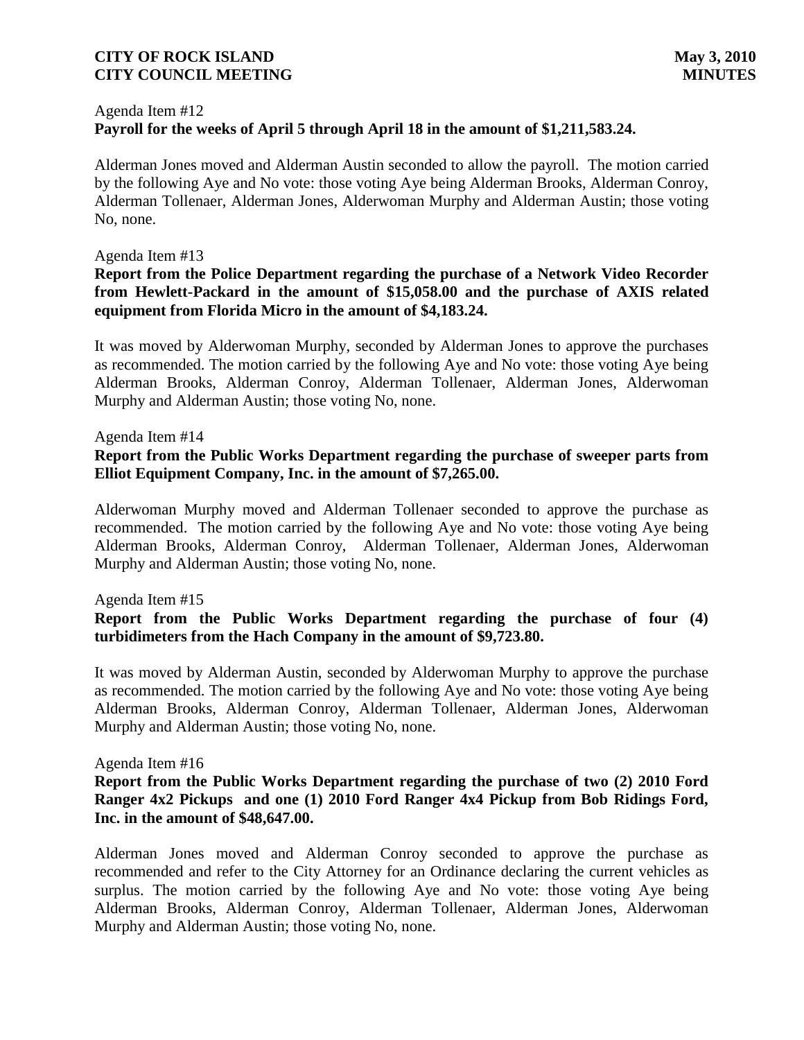Agenda Item #12
**Payroll for the weeks of April 5 through April 18 in the amount of $1,211,583.24.**

Alderman Jones moved and Alderman Austin seconded to allow the payroll. The motion carried by the following Aye and No vote: those voting Aye being Alderman Brooks, Alderman Conroy, Alderman Tollenaer, Alderman Jones, Alderwoman Murphy and Alderman Austin; those voting No, none.

Agenda Item #13
**Report from the Police Department regarding the purchase of a Network Video Recorder from Hewlett-Packard in the amount of $15,058.00 and the purchase of AXIS related equipment from Florida Micro in the amount of $4,183.24.**

It was moved by Alderwoman Murphy, seconded by Alderman Jones to approve the purchases as recommended. The motion carried by the following Aye and No vote: those voting Aye being Alderman Brooks, Alderman Conroy, Alderman Tollenaer, Alderman Jones, Alderwoman Murphy and Alderman Austin; those voting No, none.

Agenda Item #14
**Report from the Public Works Department regarding the purchase of sweeper parts from Elliot Equipment Company, Inc. in the amount of $7,265.00.**

Alderwoman Murphy moved and Alderman Tollenaer seconded to approve the purchase as recommended. The motion carried by the following Aye and No vote: those voting Aye being Alderman Brooks, Alderman Conroy, Alderman Tollenaer, Alderman Jones, Alderwoman Murphy and Alderman Austin; those voting No, none.

Agenda Item #15
**Report from the Public Works Department regarding the purchase of four (4) turbidimeters from the Hach Company in the amount of $9,723.80.**

It was moved by Alderman Austin, seconded by Alderwoman Murphy to approve the purchase as recommended. The motion carried by the following Aye and No vote: those voting Aye being Alderman Brooks, Alderman Conroy, Alderman Tollenaer, Alderman Jones, Alderwoman Murphy and Alderman Austin; those voting No, none.

Agenda Item #16
**Report from the Public Works Department regarding the purchase of two (2) 2010 Ford Ranger 4x2 Pickups and one (1) 2010 Ford Ranger 4x4 Pickup from Bob Ridings Ford, Inc. in the amount of $48,647.00.**

Alderman Jones moved and Alderman Conroy seconded to approve the purchase as recommended and refer to the City Attorney for an Ordinance declaring the current vehicles as surplus. The motion carried by the following Aye and No vote: those voting Aye being Alderman Brooks, Alderman Conroy, Alderman Tollenaer, Alderman Jones, Alderwoman Murphy and Alderman Austin; those voting No, none.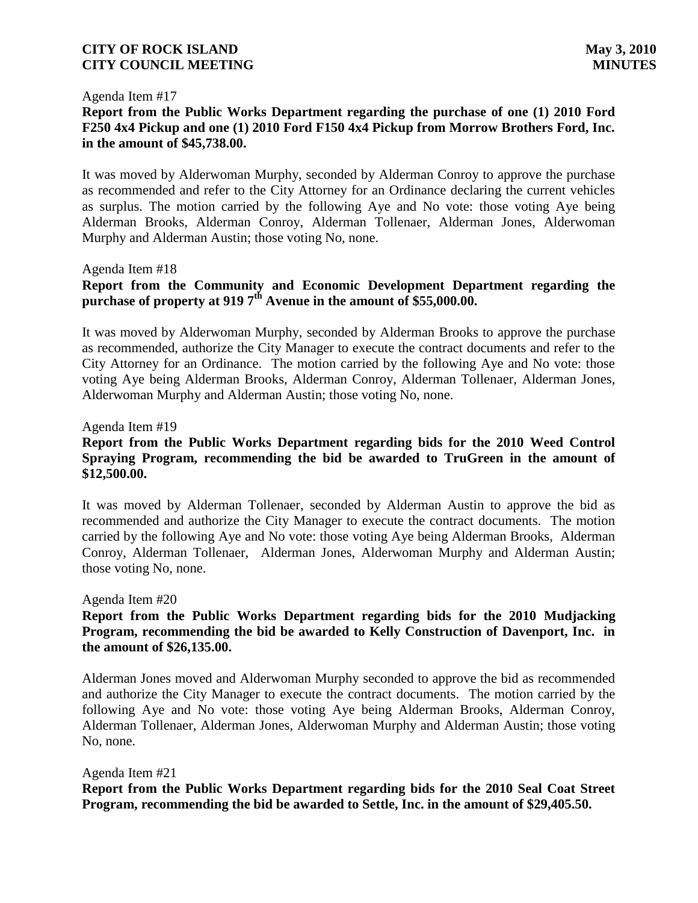Agenda Item #17

**Report from the Public Works Department regarding the purchase of one (1) 2010 Ford F250 4x4 Pickup and one (1) 2010 Ford F150 4x4 Pickup from Morrow Brothers Ford, Inc. in the amount of $45,738.00.**

It was moved by Alderwoman Murphy, seconded by Alderman Conroy to approve the purchase as recommended and refer to the City Attorney for an Ordinance declaring the current vehicles as surplus. The motion carried by the following Aye and No vote: those voting Aye being Alderman Brooks, Alderman Conroy, Alderman Tollenaer, Alderman Jones, Alderwoman Murphy and Alderman Austin; those voting No, none.

Agenda Item #18

**Report from the Community and Economic Development Department regarding the purchase of property at 919 7th Avenue in the amount of $55,000.00.**

It was moved by Alderwoman Murphy, seconded by Alderman Brooks to approve the purchase as recommended, authorize the City Manager to execute the contract documents and refer to the City Attorney for an Ordinance. The motion carried by the following Aye and No vote: those voting Aye being Alderman Brooks, Alderman Conroy, Alderman Tollenaer, Alderman Jones, Alderwoman Murphy and Alderman Austin; those voting No, none.

Agenda Item #19

**Report from the Public Works Department regarding bids for the 2010 Weed Control Spraying Program, recommending the bid be awarded to TruGreen in the amount of $12,500.00.**

It was moved by Alderman Tollenaer, seconded by Alderman Austin to approve the bid as recommended and authorize the City Manager to execute the contract documents. The motion carried by the following Aye and No vote: those voting Aye being Alderman Brooks, Alderman Conroy, Alderman Tollenaer, Alderman Jones, Alderwoman Murphy and Alderman Austin; those voting No, none.

Agenda Item #20

**Report from the Public Works Department regarding bids for the 2010 Mudjacking Program, recommending the bid be awarded to Kelly Construction of Davenport, Inc. in the amount of $26,135.00.**

Alderman Jones moved and Alderwoman Murphy seconded to approve the bid as recommended and authorize the City Manager to execute the contract documents. The motion carried by the following Aye and No vote: those voting Aye being Alderman Brooks, Alderman Conroy, Alderman Tollenaer, Alderman Jones, Alderwoman Murphy and Alderman Austin; those voting No, none.

Agenda Item #21

**Report from the Public Works Department regarding bids for the 2010 Seal Coat Street Program, recommending the bid be awarded to Settle, Inc. in the amount of $29,405.50.**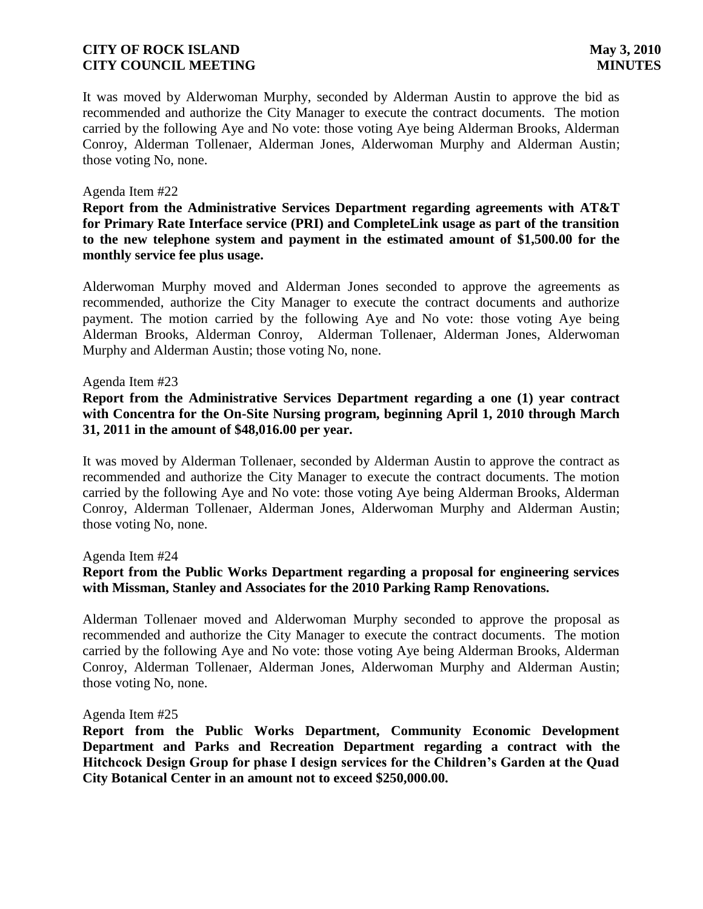It was moved by Alderwoman Murphy, seconded by Alderman Austin to approve the bid as recommended and authorize the City Manager to execute the contract documents. The motion carried by the following Aye and No vote: those voting Aye being Alderman Brooks, Alderman Conroy, Alderman Tollenaer, Alderman Jones, Alderwoman Murphy and Alderman Austin; those voting No, none.

Agenda Item #22

**Report from the Administrative Services Department regarding agreements with AT&T for Primary Rate Interface service (PRI) and CompleteLink usage as part of the transition to the new telephone system and payment in the estimated amount of $1,500.00 for the monthly service fee plus usage.**

Alderwoman Murphy moved and Alderman Jones seconded to approve the agreements as recommended, authorize the City Manager to execute the contract documents and authorize payment. The motion carried by the following Aye and No vote: those voting Aye being Alderman Brooks, Alderman Conroy, Alderman Tollenaer, Alderman Jones, Alderwoman Murphy and Alderman Austin; those voting No, none.

Agenda Item #23

**Report from the Administrative Services Department regarding a one (1) year contract with Concentra for the On-Site Nursing program, beginning April 1, 2010 through March 31, 2011 in the amount of $48,016.00 per year.**

It was moved by Alderman Tollenaer, seconded by Alderman Austin to approve the contract as recommended and authorize the City Manager to execute the contract documents. The motion carried by the following Aye and No vote: those voting Aye being Alderman Brooks, Alderman Conroy, Alderman Tollenaer, Alderman Jones, Alderwoman Murphy and Alderman Austin; those voting No, none.

Agenda Item #24

**Report from the Public Works Department regarding a proposal for engineering services with Missman, Stanley and Associates for the 2010 Parking Ramp Renovations.**

Alderman Tollenaer moved and Alderwoman Murphy seconded to approve the proposal as recommended and authorize the City Manager to execute the contract documents. The motion carried by the following Aye and No vote: those voting Aye being Alderman Brooks, Alderman Conroy, Alderman Tollenaer, Alderman Jones, Alderwoman Murphy and Alderman Austin; those voting No, none.

Agenda Item #25

**Report from the Public Works Department, Community Economic Development Department and Parks and Recreation Department regarding a contract with the Hitchcock Design Group for phase I design services for the Children's Garden at the Quad City Botanical Center in an amount not to exceed $250,000.00.**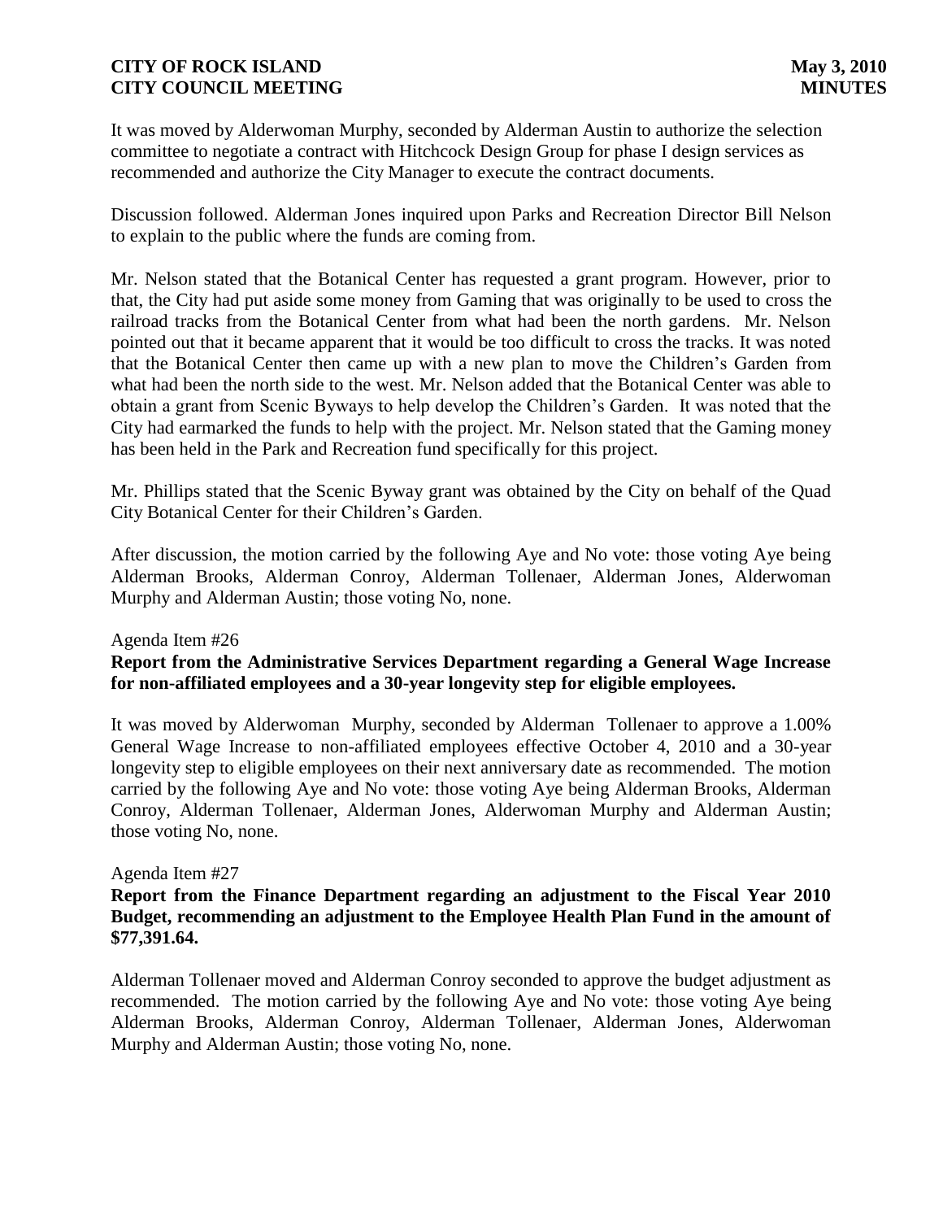It was moved by Alderwoman Murphy, seconded by Alderman Austin to authorize the selection committee to negotiate a contract with Hitchcock Design Group for phase I design services as recommended and authorize the City Manager to execute the contract documents.

Discussion followed. Alderman Jones inquired upon Parks and Recreation Director Bill Nelson to explain to the public where the funds are coming from.

Mr. Nelson stated that the Botanical Center has requested a grant program. However, prior to that, the City had put aside some money from Gaming that was originally to be used to cross the railroad tracks from the Botanical Center from what had been the north gardens. Mr. Nelson pointed out that it became apparent that it would be too difficult to cross the tracks. It was noted that the Botanical Center then came up with a new plan to move the Children's Garden from what had been the north side to the west. Mr. Nelson added that the Botanical Center was able to obtain a grant from Scenic Byways to help develop the Children's Garden. It was noted that the City had earmarked the funds to help with the project. Mr. Nelson stated that the Gaming money has been held in the Park and Recreation fund specifically for this project.

Mr. Phillips stated that the Scenic Byway grant was obtained by the City on behalf of the Quad City Botanical Center for their Children's Garden.

After discussion, the motion carried by the following Aye and No vote: those voting Aye being Alderman Brooks, Alderman Conroy, Alderman Tollenaer, Alderman Jones, Alderwoman Murphy and Alderman Austin; those voting No, none.

Agenda Item #26

**Report from the Administrative Services Department regarding a General Wage Increase for non-affiliated employees and a 30-year longevity step for eligible employees.**

It was moved by Alderwoman Murphy, seconded by Alderman Tollenaer to approve a 1.00% General Wage Increase to non-affiliated employees effective October 4, 2010 and a 30-year longevity step to eligible employees on their next anniversary date as recommended. The motion carried by the following Aye and No vote: those voting Aye being Alderman Brooks, Alderman Conroy, Alderman Tollenaer, Alderman Jones, Alderwoman Murphy and Alderman Austin; those voting No, none.

Agenda Item #27

**Report from the Finance Department regarding an adjustment to the Fiscal Year 2010 Budget, recommending an adjustment to the Employee Health Plan Fund in the amount of $77,391.64.**

Alderman Tollenaer moved and Alderman Conroy seconded to approve the budget adjustment as recommended. The motion carried by the following Aye and No vote: those voting Aye being Alderman Brooks, Alderman Conroy, Alderman Tollenaer, Alderman Jones, Alderwoman Murphy and Alderman Austin; those voting No, none.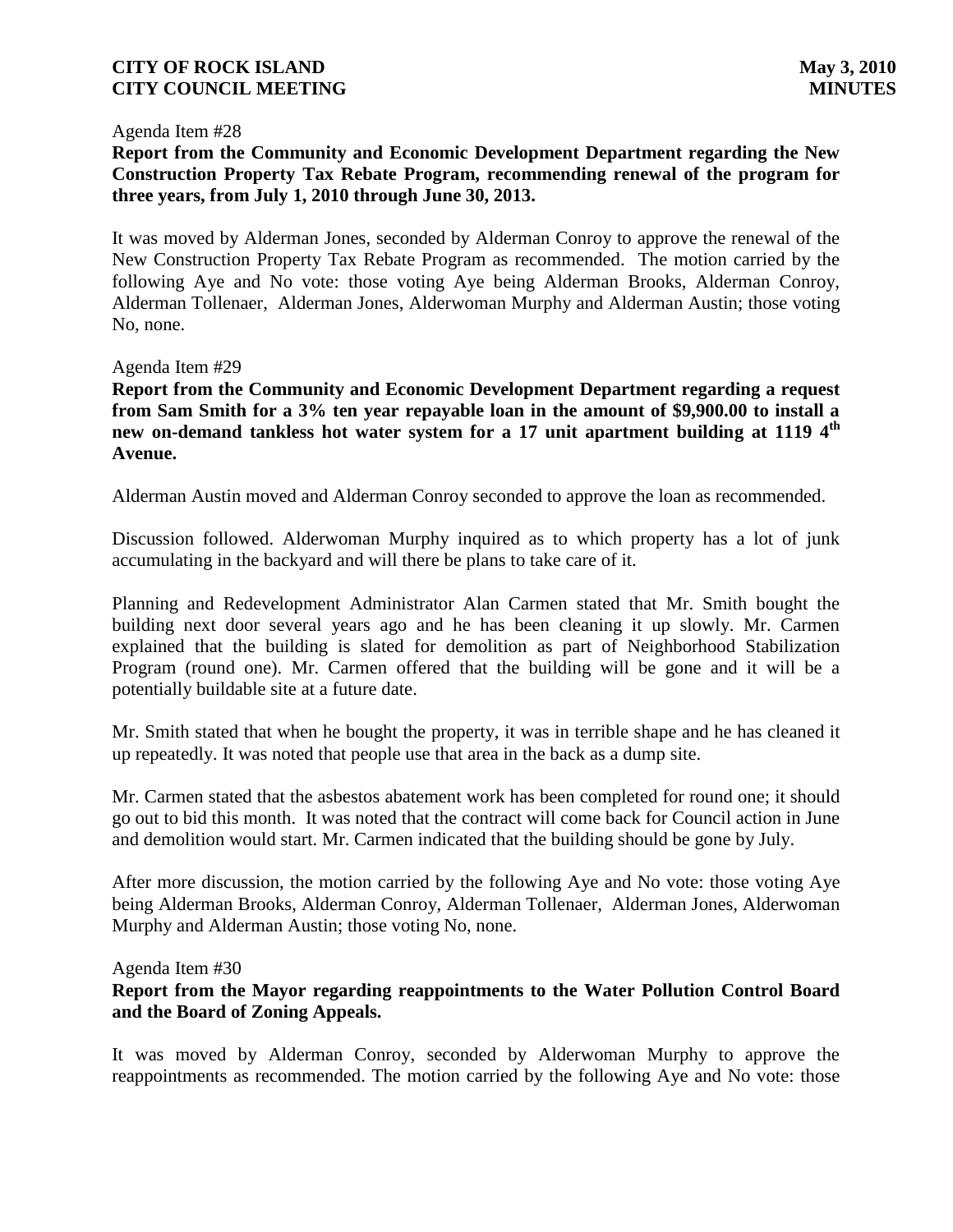Agenda Item #28

**Report from the Community and Economic Development Department regarding the New Construction Property Tax Rebate Program, recommending renewal of the program for three years, from July 1, 2010 through June 30, 2013.**

It was moved by Alderman Jones, seconded by Alderman Conroy to approve the renewal of the New Construction Property Tax Rebate Program as recommended. The motion carried by the following Aye and No vote: those voting Aye being Alderman Brooks, Alderman Conroy, Alderman Tollenaer, Alderman Jones, Alderwoman Murphy and Alderman Austin; those voting No, none.

Agenda Item #29

**Report from the Community and Economic Development Department regarding a request from Sam Smith for a 3% ten year repayable loan in the amount of $9,900.00 to install a new on-demand tankless hot water system for a 17 unit apartment building at 1119 4th Avenue.**

Alderman Austin moved and Alderman Conroy seconded to approve the loan as recommended.

Discussion followed. Alderwoman Murphy inquired as to which property has a lot of junk accumulating in the backyard and will there be plans to take care of it.

Planning and Redevelopment Administrator Alan Carmen stated that Mr. Smith bought the building next door several years ago and he has been cleaning it up slowly. Mr. Carmen explained that the building is slated for demolition as part of Neighborhood Stabilization Program (round one). Mr. Carmen offered that the building will be gone and it will be a potentially buildable site at a future date.

Mr. Smith stated that when he bought the property, it was in terrible shape and he has cleaned it up repeatedly. It was noted that people use that area in the back as a dump site.

Mr. Carmen stated that the asbestos abatement work has been completed for round one; it should go out to bid this month. It was noted that the contract will come back for Council action in June and demolition would start. Mr. Carmen indicated that the building should be gone by July.

After more discussion, the motion carried by the following Aye and No vote: those voting Aye being Alderman Brooks, Alderman Conroy, Alderman Tollenaer, Alderman Jones, Alderwoman Murphy and Alderman Austin; those voting No, none.

Agenda Item #30

**Report from the Mayor regarding reappointments to the Water Pollution Control Board and the Board of Zoning Appeals.**

It was moved by Alderman Conroy, seconded by Alderwoman Murphy to approve the reappointments as recommended. The motion carried by the following Aye and No vote: those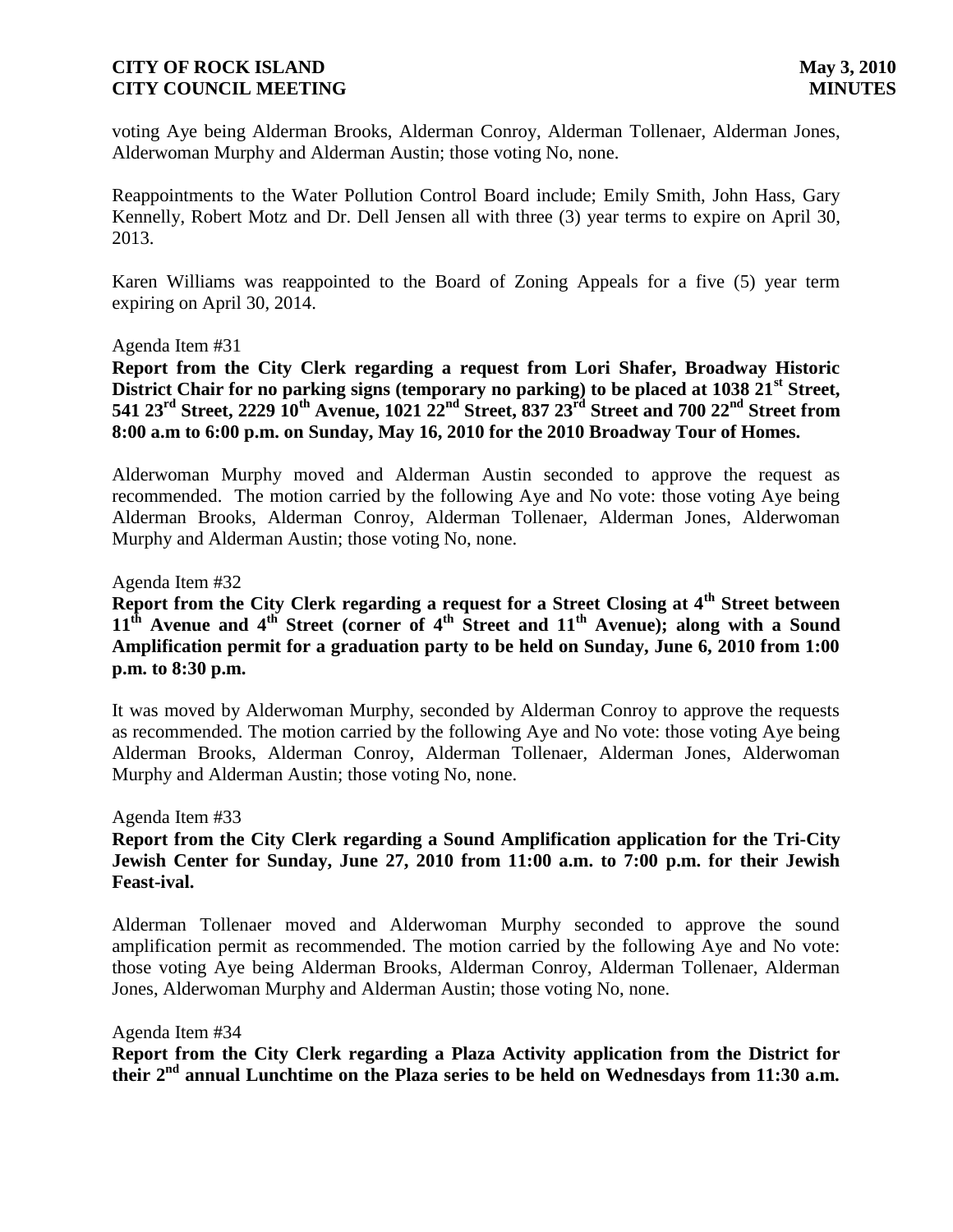voting Aye being Alderman Brooks, Alderman Conroy, Alderman Tollenaer, Alderman Jones, Alderwoman Murphy and Alderman Austin; those voting No, none.

Reappointments to the Water Pollution Control Board include; Emily Smith, John Hass, Gary Kennelly, Robert Motz and Dr. Dell Jensen all with three (3) year terms to expire on April 30, 2013.

Karen Williams was reappointed to the Board of Zoning Appeals for a five (5) year term expiring on April 30, 2014.

Agenda Item #31

**Report from the City Clerk regarding a request from Lori Shafer, Broadway Historic District Chair for no parking signs (temporary no parking) to be placed at 1038 21st Street, 541 23rd Street, 2229 10th Avenue, 1021 22nd Street, 837 23rd Street and 700 22nd Street from 8:00 a.m to 6:00 p.m. on Sunday, May 16, 2010 for the 2010 Broadway Tour of Homes.**

Alderwoman Murphy moved and Alderman Austin seconded to approve the request as recommended. The motion carried by the following Aye and No vote: those voting Aye being Alderman Brooks, Alderman Conroy, Alderman Tollenaer, Alderman Jones, Alderwoman Murphy and Alderman Austin; those voting No, none.

Agenda Item #32

**Report from the City Clerk regarding a request for a Street Closing at 4th Street between 11th Avenue and 4th Street (corner of 4th Street and 11th Avenue); along with a Sound Amplification permit for a graduation party to be held on Sunday, June 6, 2010 from 1:00 p.m. to 8:30 p.m.**

It was moved by Alderwoman Murphy, seconded by Alderman Conroy to approve the requests as recommended. The motion carried by the following Aye and No vote: those voting Aye being Alderman Brooks, Alderman Conroy, Alderman Tollenaer, Alderman Jones, Alderwoman Murphy and Alderman Austin; those voting No, none.

Agenda Item #33

**Report from the City Clerk regarding a Sound Amplification application for the Tri-City Jewish Center for Sunday, June 27, 2010 from 11:00 a.m. to 7:00 p.m. for their Jewish Feast-ival.**

Alderman Tollenaer moved and Alderwoman Murphy seconded to approve the sound amplification permit as recommended. The motion carried by the following Aye and No vote: those voting Aye being Alderman Brooks, Alderman Conroy, Alderman Tollenaer, Alderman Jones, Alderwoman Murphy and Alderman Austin; those voting No, none.

Agenda Item #34

**Report from the City Clerk regarding a Plaza Activity application from the District for their 2nd annual Lunchtime on the Plaza series to be held on Wednesdays from 11:30 a.m.**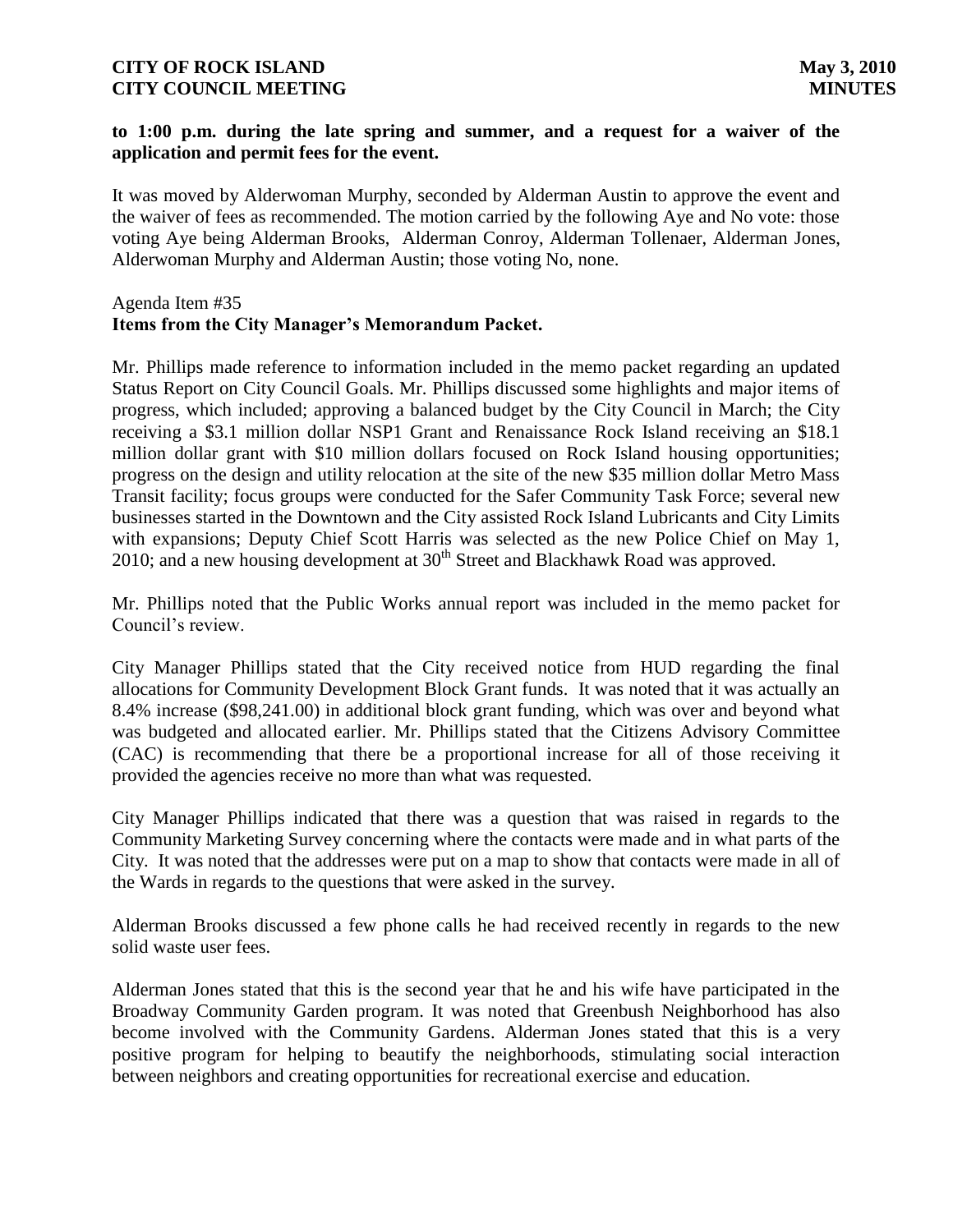**to 1:00 p.m. during the late spring and summer, and a request for a waiver of the application and permit fees for the event.**

It was moved by Alderwoman Murphy, seconded by Alderman Austin to approve the event and the waiver of fees as recommended. The motion carried by the following Aye and No vote: those voting Aye being Alderman Brooks, Alderman Conroy, Alderman Tollenaer, Alderman Jones, Alderwoman Murphy and Alderman Austin; those voting No, none.

Agenda Item #35
**Items from the City Manager's Memorandum Packet.**

Mr. Phillips made reference to information included in the memo packet regarding an updated Status Report on City Council Goals. Mr. Phillips discussed some highlights and major items of progress, which included; approving a balanced budget by the City Council in March; the City receiving a $3.1 million dollar NSP1 Grant and Renaissance Rock Island receiving an $18.1 million dollar grant with $10 million dollars focused on Rock Island housing opportunities; progress on the design and utility relocation at the site of the new $35 million dollar Metro Mass Transit facility; focus groups were conducted for the Safer Community Task Force; several new businesses started in the Downtown and the City assisted Rock Island Lubricants and City Limits with expansions; Deputy Chief Scott Harris was selected as the new Police Chief on May 1, 2010; and a new housing development at 30th Street and Blackhawk Road was approved.

Mr. Phillips noted that the Public Works annual report was included in the memo packet for Council's review.

City Manager Phillips stated that the City received notice from HUD regarding the final allocations for Community Development Block Grant funds. It was noted that it was actually an 8.4% increase ($98,241.00) in additional block grant funding, which was over and beyond what was budgeted and allocated earlier. Mr. Phillips stated that the Citizens Advisory Committee (CAC) is recommending that there be a proportional increase for all of those receiving it provided the agencies receive no more than what was requested.

City Manager Phillips indicated that there was a question that was raised in regards to the Community Marketing Survey concerning where the contacts were made and in what parts of the City. It was noted that the addresses were put on a map to show that contacts were made in all of the Wards in regards to the questions that were asked in the survey.

Alderman Brooks discussed a few phone calls he had received recently in regards to the new solid waste user fees.

Alderman Jones stated that this is the second year that he and his wife have participated in the Broadway Community Garden program. It was noted that Greenbush Neighborhood has also become involved with the Community Gardens. Alderman Jones stated that this is a very positive program for helping to beautify the neighborhoods, stimulating social interaction between neighbors and creating opportunities for recreational exercise and education.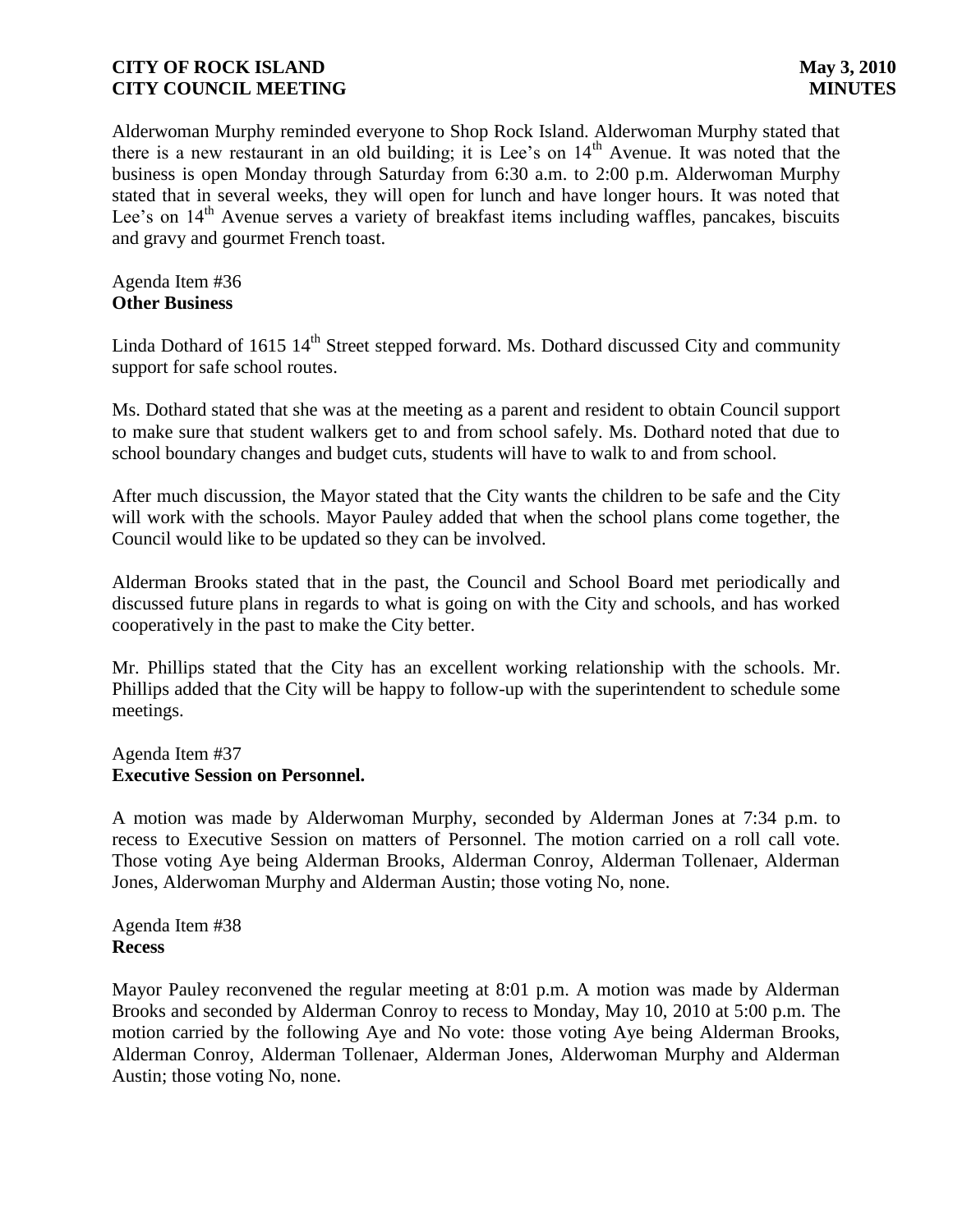Alderwoman Murphy reminded everyone to Shop Rock Island. Alderwoman Murphy stated that there is a new restaurant in an old building; it is Lee's on 14th Avenue. It was noted that the business is open Monday through Saturday from 6:30 a.m. to 2:00 p.m. Alderwoman Murphy stated that in several weeks, they will open for lunch and have longer hours. It was noted that Lee's on 14th Avenue serves a variety of breakfast items including waffles, pancakes, biscuits and gravy and gourmet French toast.

Agenda Item #36
**Other Business**

Linda Dothard of 1615 14th Street stepped forward. Ms. Dothard discussed City and community support for safe school routes.

Ms. Dothard stated that she was at the meeting as a parent and resident to obtain Council support to make sure that student walkers get to and from school safely. Ms. Dothard noted that due to school boundary changes and budget cuts, students will have to walk to and from school.

After much discussion, the Mayor stated that the City wants the children to be safe and the City will work with the schools. Mayor Pauley added that when the school plans come together, the Council would like to be updated so they can be involved.

Alderman Brooks stated that in the past, the Council and School Board met periodically and discussed future plans in regards to what is going on with the City and schools, and has worked cooperatively in the past to make the City better.

Mr. Phillips stated that the City has an excellent working relationship with the schools. Mr. Phillips added that the City will be happy to follow-up with the superintendent to schedule some meetings.

Agenda Item #37
**Executive Session on Personnel.**

A motion was made by Alderwoman Murphy, seconded by Alderman Jones at 7:34 p.m. to recess to Executive Session on matters of Personnel. The motion carried on a roll call vote. Those voting Aye being Alderman Brooks, Alderman Conroy, Alderman Tollenaer, Alderman Jones, Alderwoman Murphy and Alderman Austin; those voting No, none.

Agenda Item #38
**Recess**

Mayor Pauley reconvened the regular meeting at 8:01 p.m. A motion was made by Alderman Brooks and seconded by Alderman Conroy to recess to Monday, May 10, 2010 at 5:00 p.m. The motion carried by the following Aye and No vote: those voting Aye being Alderman Brooks, Alderman Conroy, Alderman Tollenaer, Alderman Jones, Alderwoman Murphy and Alderman Austin; those voting No, none.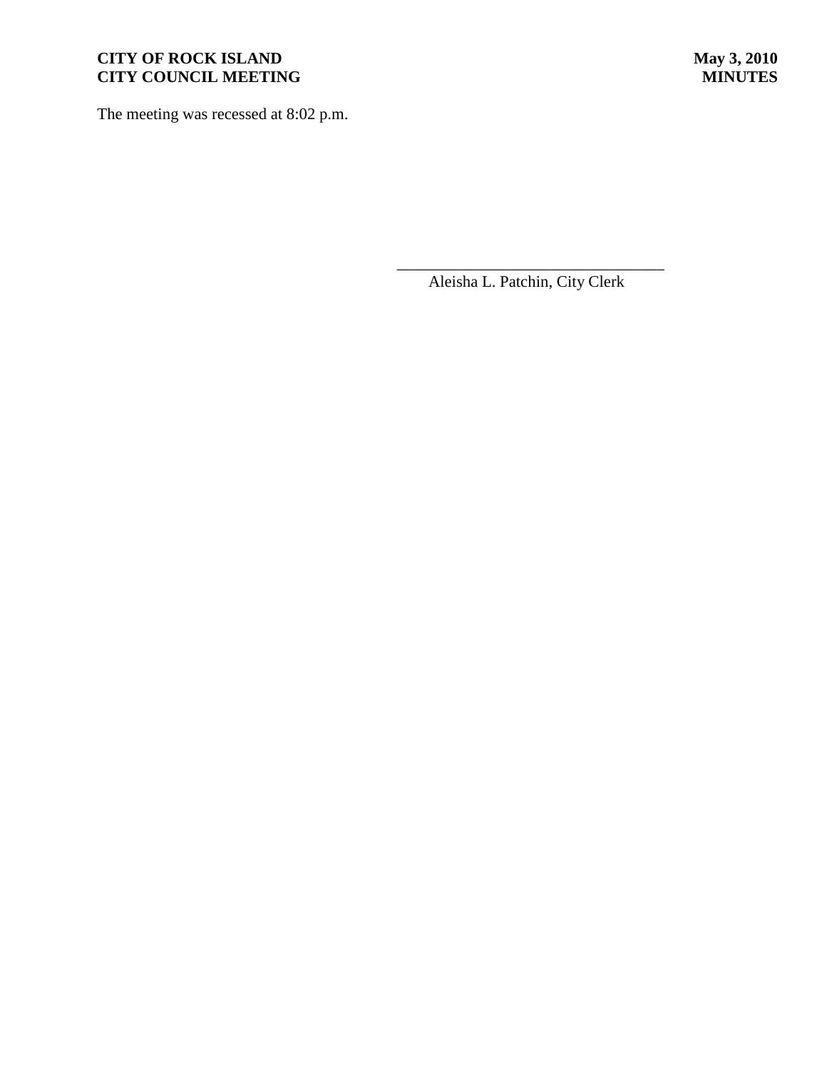The meeting was recessed at 8:02 p.m.

\_\_\_\_\_\_\_\_\_\_\_\_\_\_\_\_\_\_\_\_\_\_\_\_\_\_\_\_\_\_\_\_\_\_\_

Aleisha L. Patchin, City Clerk